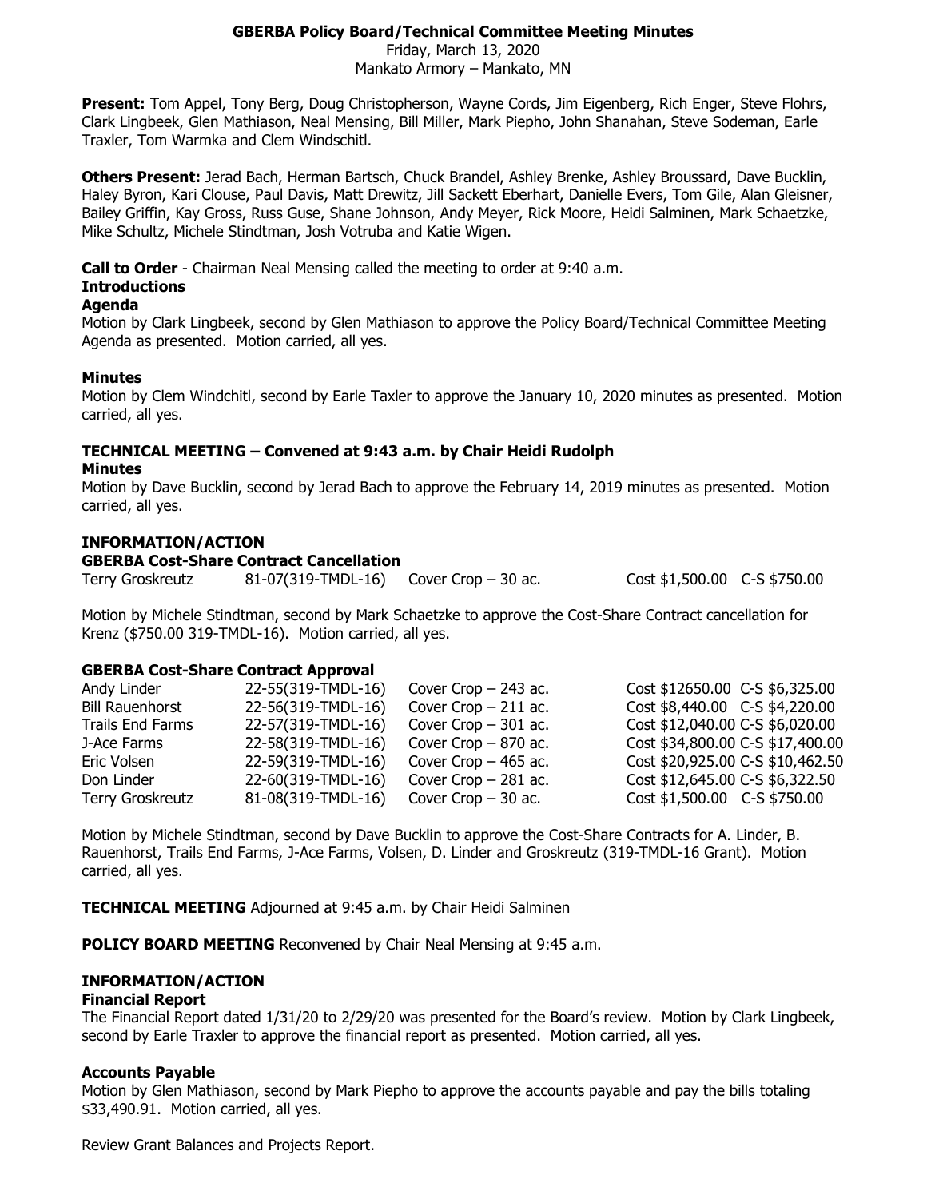# GBERBA Policy Board/Technical Committee Meeting Minutes

Friday, March 13, 2020
Mankato Armory – Mankato, MN

**Present:** Tom Appel, Tony Berg, Doug Christopherson, Wayne Cords, Jim Eigenberg, Rich Enger, Steve Flohrs, Clark Lingbeek, Glen Mathiason, Neal Mensing, Bill Miller, Mark Piepho, John Shanahan, Steve Sodeman, Earle Traxler, Tom Warmka and Clem Windschitl.

**Others Present:** Jerad Bach, Herman Bartsch, Chuck Brandel, Ashley Brenke, Ashley Broussard, Dave Bucklin, Haley Byron, Kari Clouse, Paul Davis, Matt Drewitz, Jill Sackett Eberhart, Danielle Evers, Tom Gile, Alan Gleisner, Bailey Griffin, Kay Gross, Russ Guse, Shane Johnson, Andy Meyer, Rick Moore, Heidi Salminen, Mark Schaetzke, Mike Schultz, Michele Stindtman, Josh Votruba and Katie Wigen.

**Call to Order** - Chairman Neal Mensing called the meeting to order at 9:40 a.m.

**Introductions**

**Agenda**

Motion by Clark Lingbeek, second by Glen Mathiason to approve the Policy Board/Technical Committee Meeting Agenda as presented. Motion carried, all yes.

**Minutes**

Motion by Clem Windchitl, second by Earle Taxler to approve the January 10, 2020 minutes as presented. Motion carried, all yes.

**TECHNICAL MEETING – Convened at 9:43 a.m. by Chair Heidi Rudolph**

**Minutes**

Motion by Dave Bucklin, second by Jerad Bach to approve the February 14, 2019 minutes as presented. Motion carried, all yes.

**INFORMATION/ACTION**

**GBERBA Cost-Share Contract Cancellation**

| Terry Groskreutz | 81-07(319-TMDL-16) | Cover Crop – 30 ac. | Cost $1,500.00 | C-S $750.00 |
|---|---|---|---|---|

Motion by Michele Stindtman, second by Mark Schaetzke to approve the Cost-Share Contract cancellation for Krenz ($750.00 319-TMDL-16). Motion carried, all yes.

**GBERBA Cost-Share Contract Approval**

| Andy Linder | 22-55(319-TMDL-16) | Cover Crop – 243 ac. | Cost $12650.00 | C-S $6,325.00 |
|---|---|---|---|---|
| Bill Rauenhorst | 22-56(319-TMDL-16) | Cover Crop – 211 ac. | Cost $8,440.00 | C-S $4,220.00 |
| Trails End Farms | 22-57(319-TMDL-16) | Cover Crop – 301 ac. | Cost $12,040.00 | C-S $6,020.00 |
| J-Ace Farms | 22-58(319-TMDL-16) | Cover Crop – 870 ac. | Cost $34,800.00 | C-S $17,400.00 |
| Eric Volsen | 22-59(319-TMDL-16) | Cover Crop – 465 ac. | Cost $20,925.00 | C-S $10,462.50 |
| Don Linder | 22-60(319-TMDL-16) | Cover Crop – 281 ac. | Cost $12,645.00 | C-S $6,322.50 |
| Terry Groskreutz | 81-08(319-TMDL-16) | Cover Crop – 30 ac. | Cost $1,500.00 | C-S $750.00 |

Motion by Michele Stindtman, second by Dave Bucklin to approve the Cost-Share Contracts for A. Linder, B. Rauenhorst, Trails End Farms, J-Ace Farms, Volsen, D. Linder and Groskreutz (319-TMDL-16 Grant). Motion carried, all yes.

**TECHNICAL MEETING** Adjourned at 9:45 a.m. by Chair Heidi Salminen

**POLICY BOARD MEETING** Reconvened by Chair Neal Mensing at 9:45 a.m.

**INFORMATION/ACTION**

**Financial Report**

The Financial Report dated 1/31/20 to 2/29/20 was presented for the Board's review. Motion by Clark Lingbeek, second by Earle Traxler to approve the financial report as presented. Motion carried, all yes.

**Accounts Payable**

Motion by Glen Mathiason, second by Mark Piepho to approve the accounts payable and pay the bills totaling $33,490.91. Motion carried, all yes.

Review Grant Balances and Projects Report.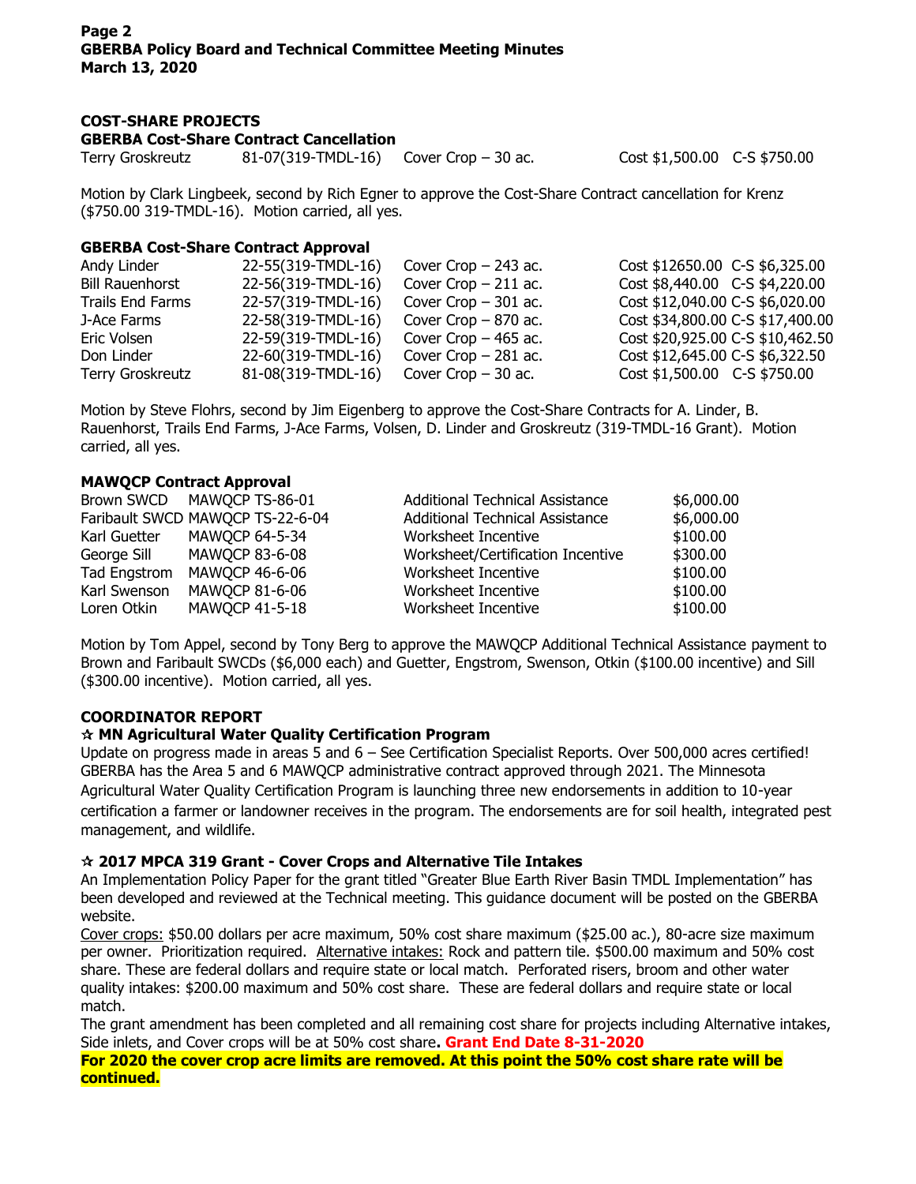## COST-SHARE PROJECTS

### GBERBA Cost-Share Contract Cancellation

| | | | | |
|---|---|---|---|---|
| Terry Groskreutz | 81-07(319-TMDL-16) | Cover Crop – 30 ac. | Cost $1,500.00 | C-S $750.00 |

Motion by Clark Lingbeek, second by Rich Egner to approve the Cost-Share Contract cancellation for Krenz ($750.00 319-TMDL-16). Motion carried, all yes.

### GBERBA Cost-Share Contract Approval

| | | | | |
|---|---|---|---|---|
| Andy Linder | 22-55(319-TMDL-16) | Cover Crop – 243 ac. | Cost $12650.00 | C-S $6,325.00 |
| Bill Rauenhorst | 22-56(319-TMDL-16) | Cover Crop – 211 ac. | Cost $8,440.00 | C-S $4,220.00 |
| Trails End Farms | 22-57(319-TMDL-16) | Cover Crop – 301 ac. | Cost $12,040.00 | C-S $6,020.00 |
| J-Ace Farms | 22-58(319-TMDL-16) | Cover Crop – 870 ac. | Cost $34,800.00 | C-S $17,400.00 |
| Eric Volsen | 22-59(319-TMDL-16) | Cover Crop – 465 ac. | Cost $20,925.00 | C-S $10,462.50 |
| Don Linder | 22-60(319-TMDL-16) | Cover Crop – 281 ac. | Cost $12,645.00 | C-S $6,322.50 |
| Terry Groskreutz | 81-08(319-TMDL-16) | Cover Crop – 30 ac. | Cost $1,500.00 | C-S $750.00 |

Motion by Steve Flohrs, second by Jim Eigenberg to approve the Cost-Share Contracts for A. Linder, B. Rauenhorst, Trails End Farms, J-Ace Farms, Volsen, D. Linder and Groskreutz (319-TMDL-16 Grant). Motion carried, all yes.

### MAWQCP Contract Approval

| | | | |
|---|---|---|---|
| Brown SWCD | MAWQCP TS-86-01 | Additional Technical Assistance | $6,000.00 |
| Faribault SWCD | MAWQCP TS-22-6-04 | Additional Technical Assistance | $6,000.00 |
| Karl Guetter | MAWQCP 64-5-34 | Worksheet Incentive | $100.00 |
| George Sill | MAWQCP 83-6-08 | Worksheet/Certification Incentive | $300.00 |
| Tad Engstrom | MAWQCP 46-6-06 | Worksheet Incentive | $100.00 |
| Karl Swenson | MAWQCP 81-6-06 | Worksheet Incentive | $100.00 |
| Loren Otkin | MAWQCP 41-5-18 | Worksheet Incentive | $100.00 |

Motion by Tom Appel, second by Tony Berg to approve the MAWQCP Additional Technical Assistance payment to Brown and Faribault SWCDs ($6,000 each) and Guetter, Engstrom, Swenson, Otkin ($100.00 incentive) and Sill ($300.00 incentive). Motion carried, all yes.

## COORDINATOR REPORT

### ☆ MN Agricultural Water Quality Certification Program

Update on progress made in areas 5 and 6 – See Certification Specialist Reports. Over 500,000 acres certified! GBERBA has the Area 5 and 6 MAWQCP administrative contract approved through 2021. The Minnesota Agricultural Water Quality Certification Program is launching three new endorsements in addition to 10-year certification a farmer or landowner receives in the program. The endorsements are for soil health, integrated pest management, and wildlife.

### ☆ 2017 MPCA 319 Grant - Cover Crops and Alternative Tile Intakes

An Implementation Policy Paper for the grant titled "Greater Blue Earth River Basin TMDL Implementation" has been developed and reviewed at the Technical meeting. This guidance document will be posted on the GBERBA website.

Cover crops: $50.00 dollars per acre maximum, 50% cost share maximum ($25.00 ac.), 80-acre size maximum per owner. Prioritization required. Alternative intakes: Rock and pattern tile. $500.00 maximum and 50% cost share. These are federal dollars and require state or local match. Perforated risers, broom and other water quality intakes: $200.00 maximum and 50% cost share. These are federal dollars and require state or local match.

The grant amendment has been completed and all remaining cost share for projects including Alternative intakes, Side inlets, and Cover crops will be at 50% cost share. **Grant End Date 8-31-2020**

**For 2020 the cover crop acre limits are removed. At this point the 50% cost share rate will be continued.**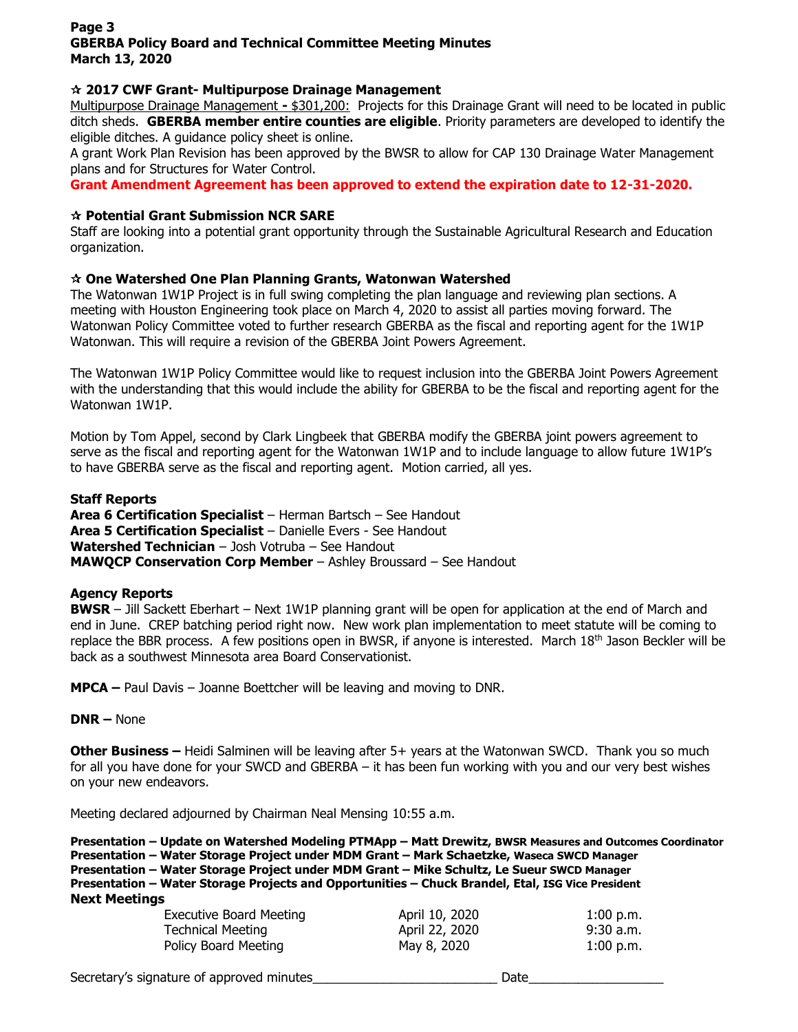### ☆ 2017 CWF Grant- Multipurpose Drainage Management

Multipurpose Drainage Management - $301,200: Projects for this Drainage Grant will need to be located in public ditch sheds. **GBERBA member entire counties are eligible**. Priority parameters are developed to identify the eligible ditches. A guidance policy sheet is online.
A grant Work Plan Revision has been approved by the BWSR to allow for CAP 130 Drainage Water Management plans and for Structures for Water Control.
**Grant Amendment Agreement has been approved to extend the expiration date to 12-31-2020.**

### ☆ Potential Grant Submission NCR SARE

Staff are looking into a potential grant opportunity through the Sustainable Agricultural Research and Education organization.

### ☆ One Watershed One Plan Planning Grants, Watonwan Watershed

The Watonwan 1W1P Project is in full swing completing the plan language and reviewing plan sections. A meeting with Houston Engineering took place on March 4, 2020 to assist all parties moving forward. The Watonwan Policy Committee voted to further research GBERBA as the fiscal and reporting agent for the 1W1P Watonwan. This will require a revision of the GBERBA Joint Powers Agreement.

The Watonwan 1W1P Policy Committee would like to request inclusion into the GBERBA Joint Powers Agreement with the understanding that this would include the ability for GBERBA to be the fiscal and reporting agent for the Watonwan 1W1P.

Motion by Tom Appel, second by Clark Lingbeek that GBERBA modify the GBERBA joint powers agreement to serve as the fiscal and reporting agent for the Watonwan 1W1P and to include language to allow future 1W1P's to have GBERBA serve as the fiscal and reporting agent. Motion carried, all yes.

### Staff Reports

**Area 6 Certification Specialist** – Herman Bartsch – See Handout
**Area 5 Certification Specialist** – Danielle Evers - See Handout
**Watershed Technician** – Josh Votruba – See Handout
**MAWQCP Conservation Corp Member** – Ashley Broussard – See Handout

### Agency Reports

**BWSR** – Jill Sackett Eberhart – Next 1W1P planning grant will be open for application at the end of March and end in June. CREP batching period right now. New work plan implementation to meet statute will be coming to replace the BBR process. A few positions open in BWSR, if anyone is interested. March 18th Jason Beckler will be back as a southwest Minnesota area Board Conservationist.

**MPCA –** Paul Davis – Joanne Boettcher will be leaving and moving to DNR.

**DNR –** None

**Other Business –** Heidi Salminen will be leaving after 5+ years at the Watonwan SWCD. Thank you so much for all you have done for your SWCD and GBERBA – it has been fun working with you and our very best wishes on your new endeavors.

Meeting declared adjourned by Chairman Neal Mensing 10:55 a.m.

**Presentation – Update on Watershed Modeling PTMApp – Matt Drewitz, BWSR Measures and Outcomes Coordinator**
**Presentation – Water Storage Project under MDM Grant – Mark Schaetzke, Waseca SWCD Manager**
**Presentation – Water Storage Project under MDM Grant – Mike Schultz, Le Sueur SWCD Manager**
**Presentation – Water Storage Projects and Opportunities – Chuck Brandel, Etal, ISG Vice President**

### Next Meetings

| | | |
|---|---|---|
| Executive Board Meeting | April 10, 2020 | 1:00 p.m. |
| Technical Meeting | April 22, 2020 | 9:30 a.m. |
| Policy Board Meeting | May 8, 2020 | 1:00 p.m. |

Secretary's signature of approved minutes__________________________ Date___________________